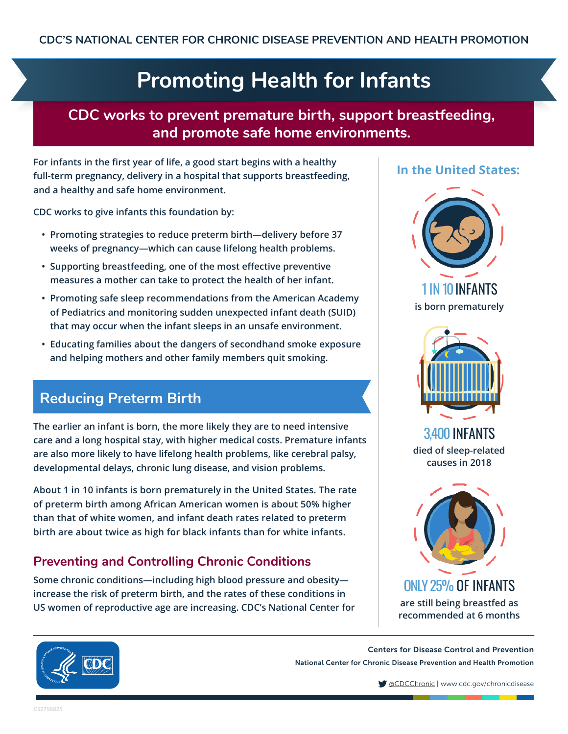CDC'S NATIONAL CENTER FOR CHRONIC DISEASE PREVENTION AND HEALTH PROMOTION

# Promoting Health for Infants

## CDC works to prevent premature birth, support breastfeeding, and promote safe home environments.

For infants in the first year of life, a good start begins with a healthy full-term pregnancy, delivery in a hospital that supports breastfeeding, and a healthy and safe home environment.

CDC works to give infants this foundation by:

- Promoting strategies to reduce preterm birth—delivery before 37 weeks of pregnancy—which can cause lifelong health problems.
- Supporting breastfeeding, one of the most effective preventive measures a mother can take to protect the health of her infant.
- Promoting safe sleep recommendations from the American Academy of Pediatrics and monitoring sudden unexpected infant death (SUID) that may occur when the infant sleeps in an unsafe environment.
- Educating families about the dangers of secondhand smoke exposure and helping mothers and other family members quit smoking.

## Reducing Preterm Birth

The earlier an infant is born, the more likely they are to need intensive care and a long hospital stay, with higher medical costs. Premature infants are also more likely to have lifelong health problems, like cerebral palsy, developmental delays, chronic lung disease, and vision problems.

About 1 in 10 infants is born prematurely in the United States. The rate of preterm birth among African American women is about 50% higher than that of white women, and infant death rates related to preterm birth are about twice as high for black infants than for white infants.

### Preventing and Controlling Chronic Conditions

Some chronic conditions—including high blood pressure and obesity—increase the risk of preterm birth, and the rates of these conditions in US women of reproductive age are increasing. CDC's National Center for

### In the United States:

**1 IN 10 INFANTS**
is born prematurely

**3,400 INFANTS**
died of sleep-related causes in 2018

**ONLY 25% OF INFANTS**
are still being breastfed as recommended at 6 months

Centers for Disease Control and Prevention
National Center for Chronic Disease Prevention and Health Promotion

@CDCChronic | www.cdc.gov/chronicdisease

CS279682S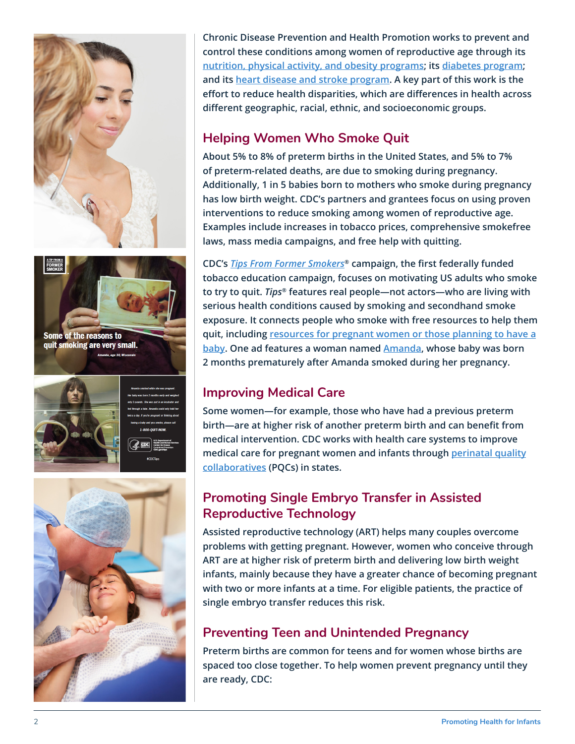Chronic Disease Prevention and Health Promotion works to prevent and control these conditions among women of reproductive age through its nutrition, physical activity, and obesity programs; its diabetes program; and its heart disease and stroke program. A key part of this work is the effort to reduce health disparities, which are differences in health across different geographic, racial, ethnic, and socioeconomic groups.

## Helping Women Who Smoke Quit

About 5% to 8% of preterm births in the United States, and 5% to 7% of preterm-related deaths, are due to smoking during pregnancy. Additionally, 1 in 5 babies born to mothers who smoke during pregnancy has low birth weight. CDC's partners and grantees focus on using proven interventions to reduce smoking among women of reproductive age. Examples include increases in tobacco prices, comprehensive smokefree laws, mass media campaigns, and free help with quitting.

CDC's *Tips From Former Smokers*® campaign, the first federally funded tobacco education campaign, focuses on motivating US adults who smoke to try to quit. *Tips*® features real people—not actors—who are living with serious health conditions caused by smoking and secondhand smoke exposure. It connects people who smoke with free resources to help them quit, including resources for pregnant women or those planning to have a baby. One ad features a woman named Amanda, whose baby was born 2 months prematurely after Amanda smoked during her pregnancy.

## Improving Medical Care

Some women—for example, those who have had a previous preterm birth—are at higher risk of another preterm birth and can benefit from medical intervention. CDC works with health care systems to improve medical care for pregnant women and infants through perinatal quality collaboratives (PQCs) in states.

## Promoting Single Embryo Transfer in Assisted Reproductive Technology

Assisted reproductive technology (ART) helps many couples overcome problems with getting pregnant. However, women who conceive through ART are at higher risk of preterm birth and delivering low birth weight infants, mainly because they have a greater chance of becoming pregnant with two or more infants at a time. For eligible patients, the practice of single embryo transfer reduces this risk.

## Preventing Teen and Unintended Pregnancy

Preterm births are common for teens and for women whose births are spaced too close together. To help women prevent pregnancy until they are ready, CDC: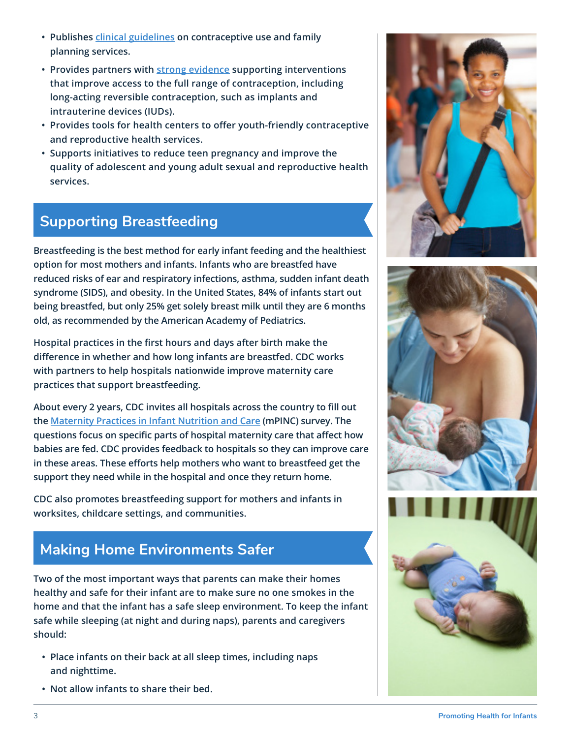- Publishes clinical guidelines on contraceptive use and family planning services.
- Provides partners with strong evidence supporting interventions that improve access to the full range of contraception, including long-acting reversible contraception, such as implants and intrauterine devices (IUDs).
- Provides tools for health centers to offer youth-friendly contraceptive and reproductive health services.
- Supports initiatives to reduce teen pregnancy and improve the quality of adolescent and young adult sexual and reproductive health services.

## Supporting Breastfeeding

Breastfeeding is the best method for early infant feeding and the healthiest option for most mothers and infants. Infants who are breastfed have reduced risks of ear and respiratory infections, asthma, sudden infant death syndrome (SIDS), and obesity. In the United States, 84% of infants start out being breastfed, but only 25% get solely breast milk until they are 6 months old, as recommended by the American Academy of Pediatrics.

Hospital practices in the first hours and days after birth make the difference in whether and how long infants are breastfed. CDC works with partners to help hospitals nationwide improve maternity care practices that support breastfeeding.

About every 2 years, CDC invites all hospitals across the country to fill out the Maternity Practices in Infant Nutrition and Care (mPINC) survey. The questions focus on specific parts of hospital maternity care that affect how babies are fed. CDC provides feedback to hospitals so they can improve care in these areas. These efforts help mothers who want to breastfeed get the support they need while in the hospital and once they return home.

CDC also promotes breastfeeding support for mothers and infants in worksites, childcare settings, and communities.

## Making Home Environments Safer

Two of the most important ways that parents can make their homes healthy and safe for their infant are to make sure no one smokes in the home and that the infant has a safe sleep environment. To keep the infant safe while sleeping (at night and during naps), parents and caregivers should:

- Place infants on their back at all sleep times, including naps and nighttime.
- Not allow infants to share their bed.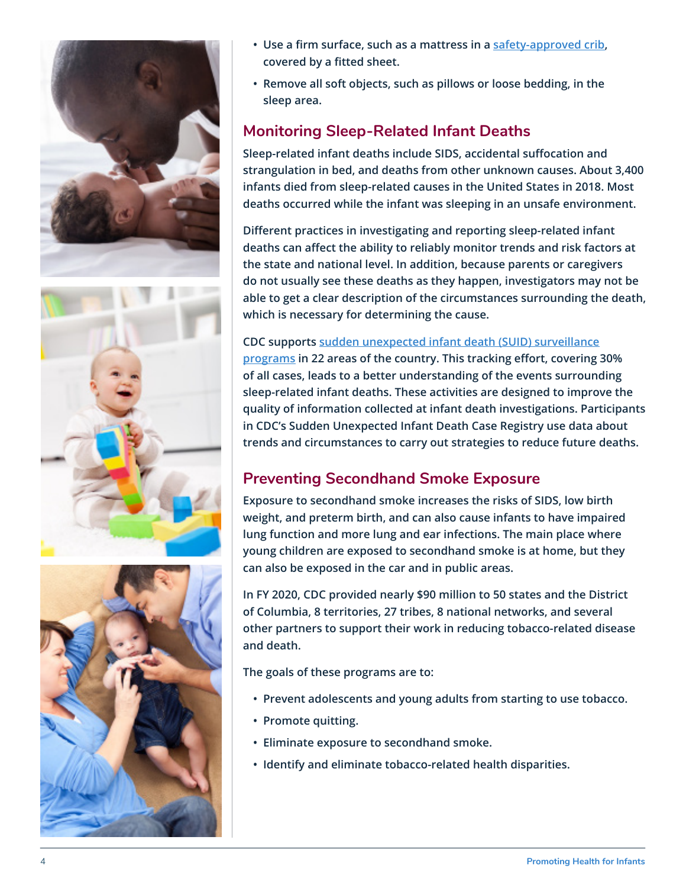- Use a firm surface, such as a mattress in a safety-approved crib, covered by a fitted sheet.
- Remove all soft objects, such as pillows or loose bedding, in the sleep area.

## Monitoring Sleep-Related Infant Deaths

Sleep-related infant deaths include SIDS, accidental suffocation and strangulation in bed, and deaths from other unknown causes. About 3,400 infants died from sleep-related causes in the United States in 2018. Most deaths occurred while the infant was sleeping in an unsafe environment.

Different practices in investigating and reporting sleep-related infant deaths can affect the ability to reliably monitor trends and risk factors at the state and national level. In addition, because parents or caregivers do not usually see these deaths as they happen, investigators may not be able to get a clear description of the circumstances surrounding the death, which is necessary for determining the cause.

CDC supports sudden unexpected infant death (SUID) surveillance programs in 22 areas of the country. This tracking effort, covering 30% of all cases, leads to a better understanding of the events surrounding sleep-related infant deaths. These activities are designed to improve the quality of information collected at infant death investigations. Participants in CDC's Sudden Unexpected Infant Death Case Registry use data about trends and circumstances to carry out strategies to reduce future deaths.

## Preventing Secondhand Smoke Exposure

Exposure to secondhand smoke increases the risks of SIDS, low birth weight, and preterm birth, and can also cause infants to have impaired lung function and more lung and ear infections. The main place where young children are exposed to secondhand smoke is at home, but they can also be exposed in the car and in public areas.

In FY 2020, CDC provided nearly $90 million to 50 states and the District of Columbia, 8 territories, 27 tribes, 8 national networks, and several other partners to support their work in reducing tobacco-related disease and death.

The goals of these programs are to:

- Prevent adolescents and young adults from starting to use tobacco.
- Promote quitting.
- Eliminate exposure to secondhand smoke.
- Identify and eliminate tobacco-related health disparities.